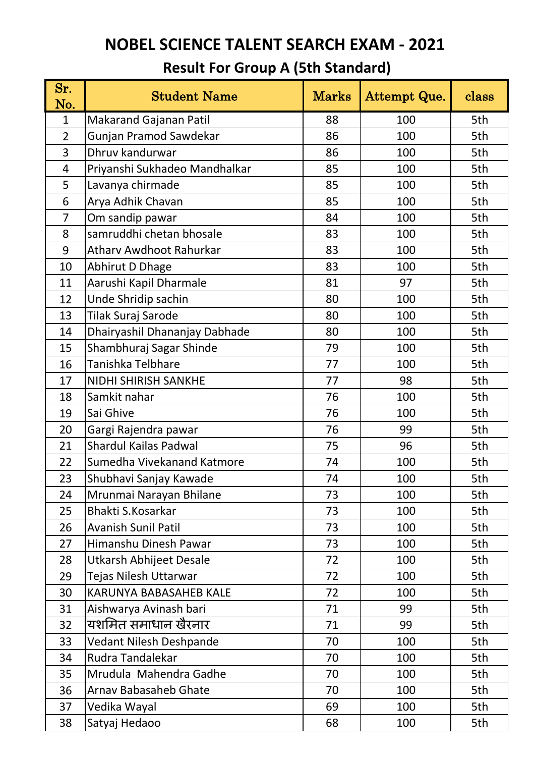# NOBEL SCIENCE TALENT SEARCH EXAM - 2021

## Result For Group A (5th Standard)

| Sr. No. | Student Name | Marks | Attempt Que. | class |
|---|---|---|---|---|
| 1 | Makarand Gajanan Patil | 88 | 100 | 5th |
| 2 | Gunjan Pramod Sawdekar | 86 | 100 | 5th |
| 3 | Dhruv kandurwar | 86 | 100 | 5th |
| 4 | Priyanshi Sukhadeo Mandhalkar | 85 | 100 | 5th |
| 5 | Lavanya chirmade | 85 | 100 | 5th |
| 6 | Arya Adhik Chavan | 85 | 100 | 5th |
| 7 | Om sandip pawar | 84 | 100 | 5th |
| 8 | samruddhi chetan bhosale | 83 | 100 | 5th |
| 9 | Atharv Awdhoot Rahurkar | 83 | 100 | 5th |
| 10 | Abhirut D Dhage | 83 | 100 | 5th |
| 11 | Aarushi Kapil Dharmale | 81 | 97 | 5th |
| 12 | Unde Shridip sachin | 80 | 100 | 5th |
| 13 | Tilak Suraj Sarode | 80 | 100 | 5th |
| 14 | Dhairyashil Dhananjay Dabhade | 80 | 100 | 5th |
| 15 | Shambhuraj Sagar Shinde | 79 | 100 | 5th |
| 16 | Tanishka Telbhare | 77 | 100 | 5th |
| 17 | NIDHI SHIRISH SANKHE | 77 | 98 | 5th |
| 18 | Samkit nahar | 76 | 100 | 5th |
| 19 | Sai Ghive | 76 | 100 | 5th |
| 20 | Gargi Rajendra pawar | 76 | 99 | 5th |
| 21 | Shardul Kailas Padwal | 75 | 96 | 5th |
| 22 | Sumedha Vivekanand Katmore | 74 | 100 | 5th |
| 23 | Shubhavi Sanjay Kawade | 74 | 100 | 5th |
| 24 | Mrunmai Narayan Bhilane | 73 | 100 | 5th |
| 25 | Bhakti S.Kosarkar | 73 | 100 | 5th |
| 26 | Avanish Sunil Patil | 73 | 100 | 5th |
| 27 | Himanshu Dinesh Pawar | 73 | 100 | 5th |
| 28 | Utkarsh Abhijeet Desale | 72 | 100 | 5th |
| 29 | Tejas Nilesh Uttarwar | 72 | 100 | 5th |
| 30 | KARUNYA BABASAHEB KALE | 72 | 100 | 5th |
| 31 | Aishwarya Avinash bari | 71 | 99 | 5th |
| 32 | यशमित समाधान खैरनार | 71 | 99 | 5th |
| 33 | Vedant Nilesh Deshpande | 70 | 100 | 5th |
| 34 | Rudra Tandalekar | 70 | 100 | 5th |
| 35 | Mrudula Mahendra Gadhe | 70 | 100 | 5th |
| 36 | Arnav Babasaheb Ghate | 70 | 100 | 5th |
| 37 | Vedika Wayal | 69 | 100 | 5th |
| 38 | Satyaj Hedaoo | 68 | 100 | 5th |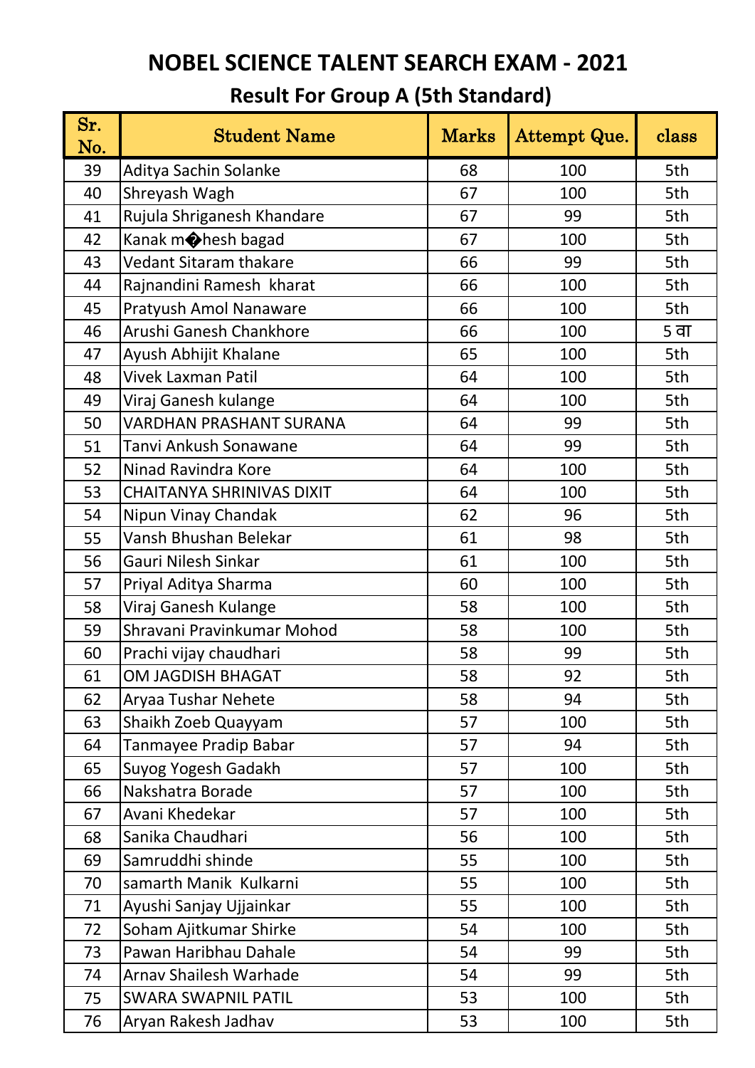# NOBEL SCIENCE TALENT SEARCH EXAM - 2021

## Result For Group A (5th Standard)

| Sr. No. | Student Name | Marks | Attempt Que. | class |
|---|---|---|---|---|
| 39 | Aditya Sachin Solanke | 68 | 100 | 5th |
| 40 | Shreyash Wagh | 67 | 100 | 5th |
| 41 | Rujula Shriganesh Khandare | 67 | 99 | 5th |
| 42 | Kanak m�hesh bagad | 67 | 100 | 5th |
| 43 | Vedant Sitaram thakare | 66 | 99 | 5th |
| 44 | Rajnandini Ramesh  kharat | 66 | 100 | 5th |
| 45 | Pratyush Amol Nanaware | 66 | 100 | 5th |
| 46 | Arushi Ganesh Chankhore | 66 | 100 | 5 वा |
| 47 | Ayush Abhijit Khalane | 65 | 100 | 5th |
| 48 | Vivek Laxman Patil | 64 | 100 | 5th |
| 49 | Viraj Ganesh kulange | 64 | 100 | 5th |
| 50 | VARDHAN PRASHANT SURANA | 64 | 99 | 5th |
| 51 | Tanvi Ankush Sonawane | 64 | 99 | 5th |
| 52 | Ninad Ravindra Kore | 64 | 100 | 5th |
| 53 | CHAITANYA SHRINIVAS DIXIT | 64 | 100 | 5th |
| 54 | Nipun Vinay Chandak | 62 | 96 | 5th |
| 55 | Vansh Bhushan Belekar | 61 | 98 | 5th |
| 56 | Gauri Nilesh Sinkar | 61 | 100 | 5th |
| 57 | Priyal Aditya Sharma | 60 | 100 | 5th |
| 58 | Viraj Ganesh Kulange | 58 | 100 | 5th |
| 59 | Shravani Pravinkumar Mohod | 58 | 100 | 5th |
| 60 | Prachi vijay chaudhari | 58 | 99 | 5th |
| 61 | OM JAGDISH BHAGAT | 58 | 92 | 5th |
| 62 | Aryaa Tushar Nehete | 58 | 94 | 5th |
| 63 | Shaikh Zoeb Quayyam | 57 | 100 | 5th |
| 64 | Tanmayee Pradip Babar | 57 | 94 | 5th |
| 65 | Suyog Yogesh Gadakh | 57 | 100 | 5th |
| 66 | Nakshatra Borade | 57 | 100 | 5th |
| 67 | Avani Khedekar | 57 | 100 | 5th |
| 68 | Sanika Chaudhari | 56 | 100 | 5th |
| 69 | Samruddhi shinde | 55 | 100 | 5th |
| 70 | samarth Manik  Kulkarni | 55 | 100 | 5th |
| 71 | Ayushi Sanjay Ujjainkar | 55 | 100 | 5th |
| 72 | Soham Ajitkumar Shirke | 54 | 100 | 5th |
| 73 | Pawan Haribhau Dahale | 54 | 99 | 5th |
| 74 | Arnav Shailesh Warhade | 54 | 99 | 5th |
| 75 | SWARA SWAPNIL PATIL | 53 | 100 | 5th |
| 76 | Aryan Rakesh Jadhav | 53 | 100 | 5th |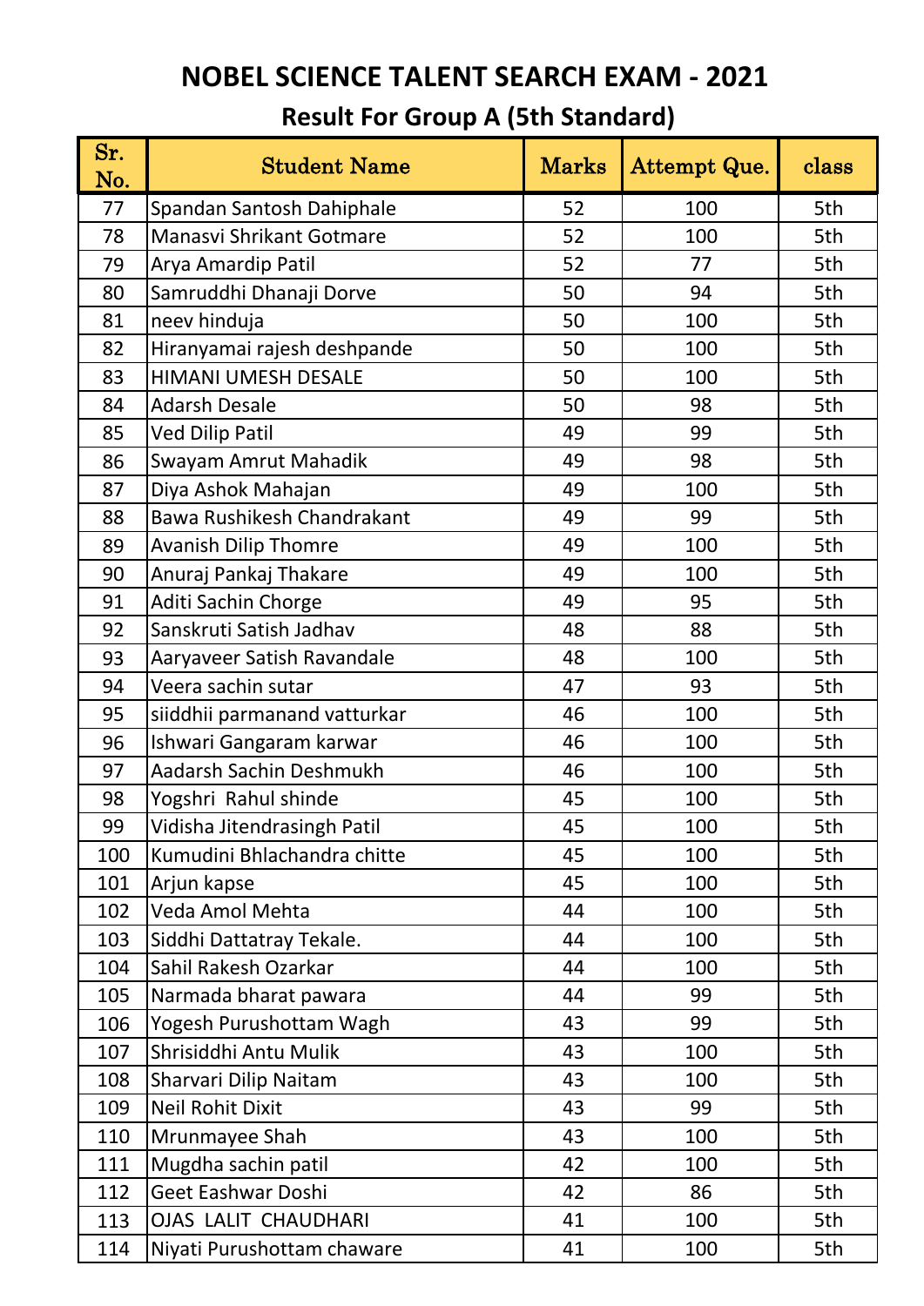# NOBEL SCIENCE TALENT SEARCH EXAM - 2021

## Result For Group A (5th Standard)

| Sr. No. | Student Name | Marks | Attempt Que. | class |
|---|---|---|---|---|
| 77 | Spandan Santosh Dahiphale | 52 | 100 | 5th |
| 78 | Manasvi Shrikant Gotmare | 52 | 100 | 5th |
| 79 | Arya Amardip Patil | 52 | 77 | 5th |
| 80 | Samruddhi Dhanaji Dorve | 50 | 94 | 5th |
| 81 | neev hinduja | 50 | 100 | 5th |
| 82 | Hiranyamai rajesh deshpande | 50 | 100 | 5th |
| 83 | HIMANI UMESH DESALE | 50 | 100 | 5th |
| 84 | Adarsh Desale | 50 | 98 | 5th |
| 85 | Ved Dilip Patil | 49 | 99 | 5th |
| 86 | Swayam Amrut Mahadik | 49 | 98 | 5th |
| 87 | Diya Ashok Mahajan | 49 | 100 | 5th |
| 88 | Bawa Rushikesh Chandrakant | 49 | 99 | 5th |
| 89 | Avanish Dilip Thomre | 49 | 100 | 5th |
| 90 | Anuraj Pankaj Thakare | 49 | 100 | 5th |
| 91 | Aditi Sachin Chorge | 49 | 95 | 5th |
| 92 | Sanskruti Satish Jadhav | 48 | 88 | 5th |
| 93 | Aaryaveer Satish Ravandale | 48 | 100 | 5th |
| 94 | Veera sachin sutar | 47 | 93 | 5th |
| 95 | siiddhii parmanand vatturkar | 46 | 100 | 5th |
| 96 | Ishwari Gangaram karwar | 46 | 100 | 5th |
| 97 | Aadarsh Sachin Deshmukh | 46 | 100 | 5th |
| 98 | Yogshri Rahul shinde | 45 | 100 | 5th |
| 99 | Vidisha Jitendrasingh Patil | 45 | 100 | 5th |
| 100 | Kumudini Bhlachandra chitte | 45 | 100 | 5th |
| 101 | Arjun kapse | 45 | 100 | 5th |
| 102 | Veda Amol Mehta | 44 | 100 | 5th |
| 103 | Siddhi Dattatray Tekale. | 44 | 100 | 5th |
| 104 | Sahil Rakesh Ozarkar | 44 | 100 | 5th |
| 105 | Narmada bharat pawara | 44 | 99 | 5th |
| 106 | Yogesh Purushottam Wagh | 43 | 99 | 5th |
| 107 | Shrisiddhi Antu Mulik | 43 | 100 | 5th |
| 108 | Sharvari Dilip Naitam | 43 | 100 | 5th |
| 109 | Neil Rohit Dixit | 43 | 99 | 5th |
| 110 | Mrunmayee Shah | 43 | 100 | 5th |
| 111 | Mugdha sachin patil | 42 | 100 | 5th |
| 112 | Geet Eashwar Doshi | 42 | 86 | 5th |
| 113 | OJAS LALIT CHAUDHARI | 41 | 100 | 5th |
| 114 | Niyati Purushottam chaware | 41 | 100 | 5th |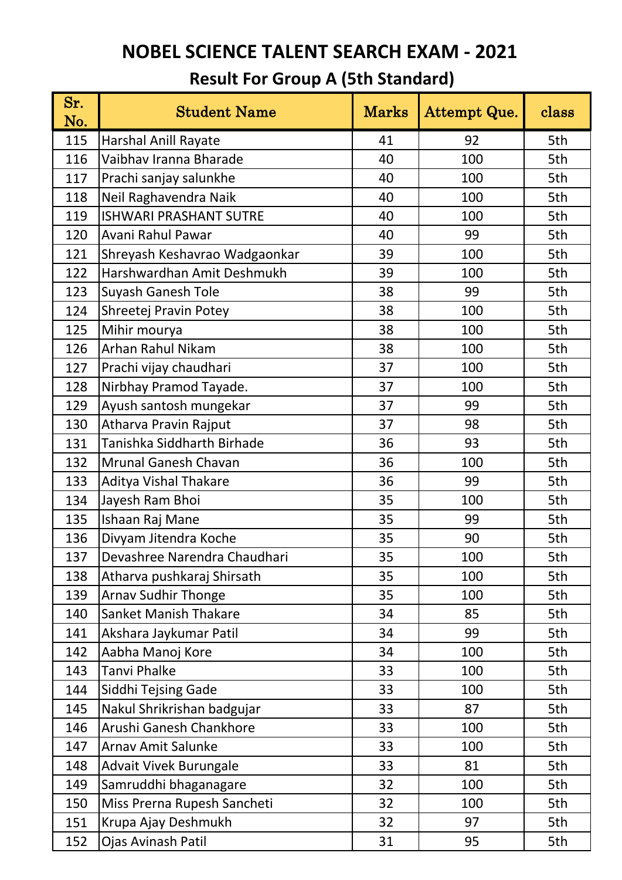# NOBEL SCIENCE TALENT SEARCH EXAM - 2021

## Result For Group A (5th Standard)

| Sr. No. | Student Name | Marks | Attempt Que. | class |
|---|---|---|---|---|
| 115 | Harshal Anill Rayate | 41 | 92 | 5th |
| 116 | Vaibhav Iranna Bharade | 40 | 100 | 5th |
| 117 | Prachi sanjay salunkhe | 40 | 100 | 5th |
| 118 | Neil Raghavendra Naik | 40 | 100 | 5th |
| 119 | ISHWARI PRASHANT SUTRE | 40 | 100 | 5th |
| 120 | Avani Rahul Pawar | 40 | 99 | 5th |
| 121 | Shreyash Keshavrao Wadgaonkar | 39 | 100 | 5th |
| 122 | Harshwardhan Amit Deshmukh | 39 | 100 | 5th |
| 123 | Suyash Ganesh Tole | 38 | 99 | 5th |
| 124 | Shreetej Pravin Potey | 38 | 100 | 5th |
| 125 | Mihir mourya | 38 | 100 | 5th |
| 126 | Arhan Rahul Nikam | 38 | 100 | 5th |
| 127 | Prachi vijay chaudhari | 37 | 100 | 5th |
| 128 | Nirbhay Pramod Tayade. | 37 | 100 | 5th |
| 129 | Ayush santosh mungekar | 37 | 99 | 5th |
| 130 | Atharva Pravin Rajput | 37 | 98 | 5th |
| 131 | Tanishka Siddharth Birhade | 36 | 93 | 5th |
| 132 | Mrunal Ganesh Chavan | 36 | 100 | 5th |
| 133 | Aditya Vishal Thakare | 36 | 99 | 5th |
| 134 | Jayesh Ram Bhoi | 35 | 100 | 5th |
| 135 | Ishaan Raj Mane | 35 | 99 | 5th |
| 136 | Divyam Jitendra Koche | 35 | 90 | 5th |
| 137 | Devashree Narendra Chaudhari | 35 | 100 | 5th |
| 138 | Atharva pushkaraj Shirsath | 35 | 100 | 5th |
| 139 | Arnav Sudhir Thonge | 35 | 100 | 5th |
| 140 | Sanket Manish Thakare | 34 | 85 | 5th |
| 141 | Akshara Jaykumar Patil | 34 | 99 | 5th |
| 142 | Aabha Manoj Kore | 34 | 100 | 5th |
| 143 | Tanvi Phalke | 33 | 100 | 5th |
| 144 | Siddhi Tejsing Gade | 33 | 100 | 5th |
| 145 | Nakul Shrikrishan badgujar | 33 | 87 | 5th |
| 146 | Arushi Ganesh Chankhore | 33 | 100 | 5th |
| 147 | Arnav Amit Salunke | 33 | 100 | 5th |
| 148 | Advait Vivek Burungale | 33 | 81 | 5th |
| 149 | Samruddhi bhaganagare | 32 | 100 | 5th |
| 150 | Miss Prerna Rupesh Sancheti | 32 | 100 | 5th |
| 151 | Krupa Ajay Deshmukh | 32 | 97 | 5th |
| 152 | Ojas Avinash Patil | 31 | 95 | 5th |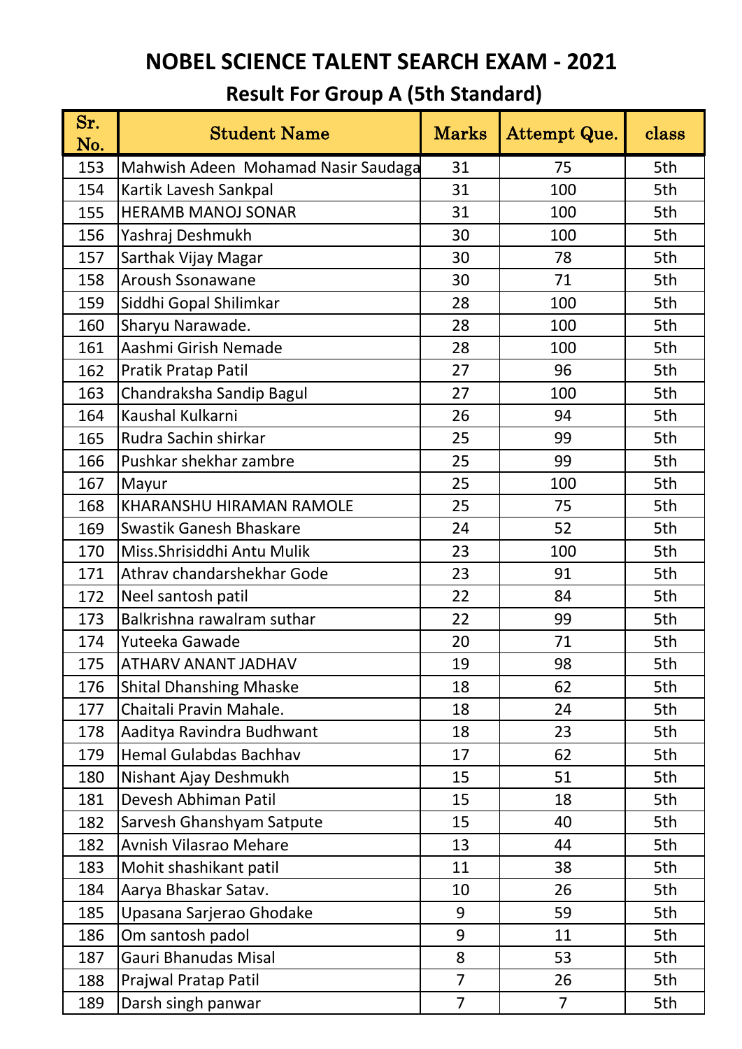# NOBEL SCIENCE TALENT SEARCH EXAM - 2021

## Result For Group A (5th Standard)

| Sr. No. | Student Name | Marks | Attempt Que. | class |
|---|---|---|---|---|
| 153 | Mahwish Adeen  Mohamad Nasir Saudaga | 31 | 75 | 5th |
| 154 | Kartik Lavesh Sankpal | 31 | 100 | 5th |
| 155 | HERAMB MANOJ SONAR | 31 | 100 | 5th |
| 156 | Yashraj Deshmukh | 30 | 100 | 5th |
| 157 | Sarthak Vijay Magar | 30 | 78 | 5th |
| 158 | Aroush Ssonawane | 30 | 71 | 5th |
| 159 | Siddhi Gopal Shilimkar | 28 | 100 | 5th |
| 160 | Sharyu Narawade. | 28 | 100 | 5th |
| 161 | Aashmi Girish Nemade | 28 | 100 | 5th |
| 162 | Pratik Pratap Patil | 27 | 96 | 5th |
| 163 | Chandraksha Sandip Bagul | 27 | 100 | 5th |
| 164 | Kaushal Kulkarni | 26 | 94 | 5th |
| 165 | Rudra Sachin shirkar | 25 | 99 | 5th |
| 166 | Pushkar shekhar zambre | 25 | 99 | 5th |
| 167 | Mayur | 25 | 100 | 5th |
| 168 | KHARANSHU HIRAMAN RAMOLE | 25 | 75 | 5th |
| 169 | Swastik Ganesh Bhaskare | 24 | 52 | 5th |
| 170 | Miss.Shrisiddhi Antu Mulik | 23 | 100 | 5th |
| 171 | Athrav chandarshekhar Gode | 23 | 91 | 5th |
| 172 | Neel santosh patil | 22 | 84 | 5th |
| 173 | Balkrishna rawalram suthar | 22 | 99 | 5th |
| 174 | Yuteeka Gawade | 20 | 71 | 5th |
| 175 | ATHARV ANANT JADHAV | 19 | 98 | 5th |
| 176 | Shital Dhanshing Mhaske | 18 | 62 | 5th |
| 177 | Chaitali Pravin Mahale. | 18 | 24 | 5th |
| 178 | Aaditya Ravindra Budhwant | 18 | 23 | 5th |
| 179 | Hemal Gulabdas Bachhav | 17 | 62 | 5th |
| 180 | Nishant Ajay Deshmukh | 15 | 51 | 5th |
| 181 | Devesh Abhiman Patil | 15 | 18 | 5th |
| 182 | Sarvesh Ghanshyam Satpute | 15 | 40 | 5th |
| 182 | Avnish Vilasrao Mehare | 13 | 44 | 5th |
| 183 | Mohit shashikant patil | 11 | 38 | 5th |
| 184 | Aarya Bhaskar Satav. | 10 | 26 | 5th |
| 185 | Upasana Sarjerao Ghodake | 9 | 59 | 5th |
| 186 | Om santosh padol | 9 | 11 | 5th |
| 187 | Gauri Bhanudas Misal | 8 | 53 | 5th |
| 188 | Prajwal Pratap Patil | 7 | 26 | 5th |
| 189 | Darsh singh panwar | 7 | 7 | 5th |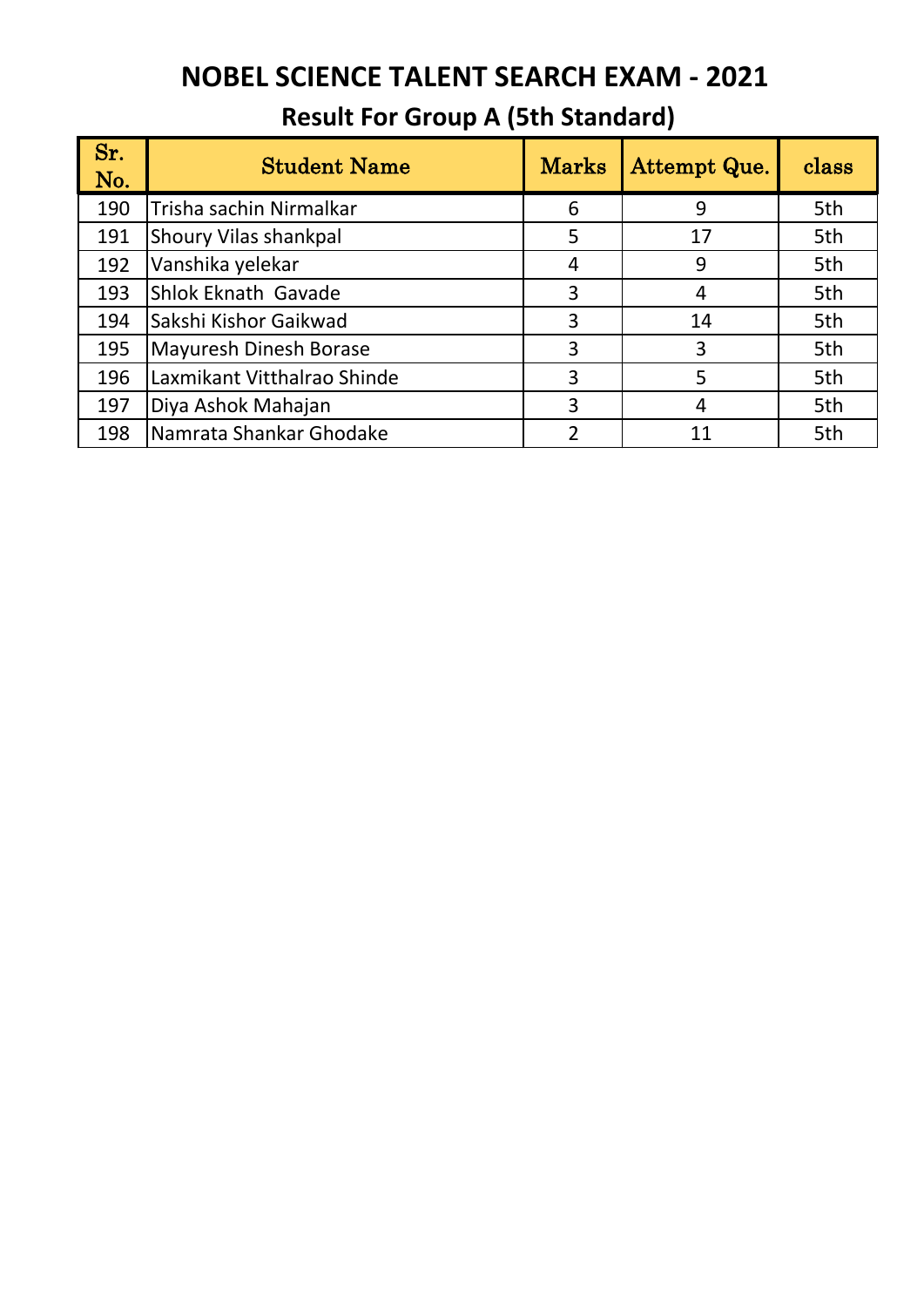# NOBEL SCIENCE TALENT SEARCH EXAM - 2021

## Result For Group A (5th Standard)

| Sr. No. | Student Name | Marks | Attempt Que. | class |
|---|---|---|---|---|
| 190 | Trisha sachin Nirmalkar | 6 | 9 | 5th |
| 191 | Shoury Vilas shankpal | 5 | 17 | 5th |
| 192 | Vanshika yelekar | 4 | 9 | 5th |
| 193 | Shlok Eknath Gavade | 3 | 4 | 5th |
| 194 | Sakshi Kishor Gaikwad | 3 | 14 | 5th |
| 195 | Mayuresh Dinesh Borase | 3 | 3 | 5th |
| 196 | Laxmikant Vitthalrao Shinde | 3 | 5 | 5th |
| 197 | Diya Ashok Mahajan | 3 | 4 | 5th |
| 198 | Namrata Shankar Ghodake | 2 | 11 | 5th |